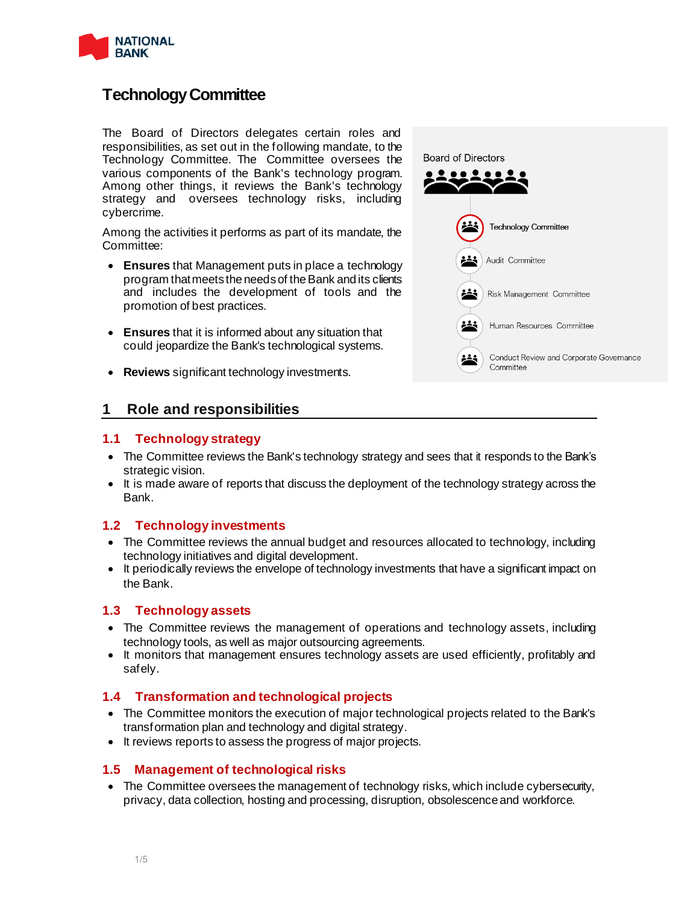# Technology Committee

The Board of Directors delegates certain roles and responsibilities, as set out in the following mandate, to the Technology Committee. The Committee oversees the various components of the Bank's technology program. Among other things, it reviews the Bank's technology strategy and oversees technology risks, including cybercrime.

Among the activities it performs as part of its mandate, the Committee:

- **Ensures** that Management puts in place a technology program that meets the needs of the Bank and its clients and includes the development of tools and the promotion of best practices.
- **Ensures** that it is informed about any situation that could jeopardize the Bank's technological systems.
- **Reviews** significant technology investments.

Board of Directors

- Technology Committee
- Audit Committee
- Risk Management Committee
- Human Resources Committee
- Conduct Review and Corporate Governance Committee

## 1 Role and responsibilities

### 1.1 Technology strategy

- The Committee reviews the Bank's technology strategy and sees that it responds to the Bank's strategic vision.
- It is made aware of reports that discuss the deployment of the technology strategy across the Bank.

### 1.2 Technology investments

- The Committee reviews the annual budget and resources allocated to technology, including technology initiatives and digital development.
- It periodically reviews the envelope of technology investments that have a significant impact on the Bank.

### 1.3 Technology assets

- The Committee reviews the management of operations and technology assets, including technology tools, as well as major outsourcing agreements.
- It monitors that management ensures technology assets are used efficiently, profitably and safely.

### 1.4 Transformation and technological projects

- The Committee monitors the execution of major technological projects related to the Bank's transformation plan and technology and digital strategy.
- It reviews reports to assess the progress of major projects.

### 1.5 Management of technological risks

- The Committee oversees the management of technology risks, which include cybersecurity, privacy, data collection, hosting and processing, disruption, obsolescence and workforce.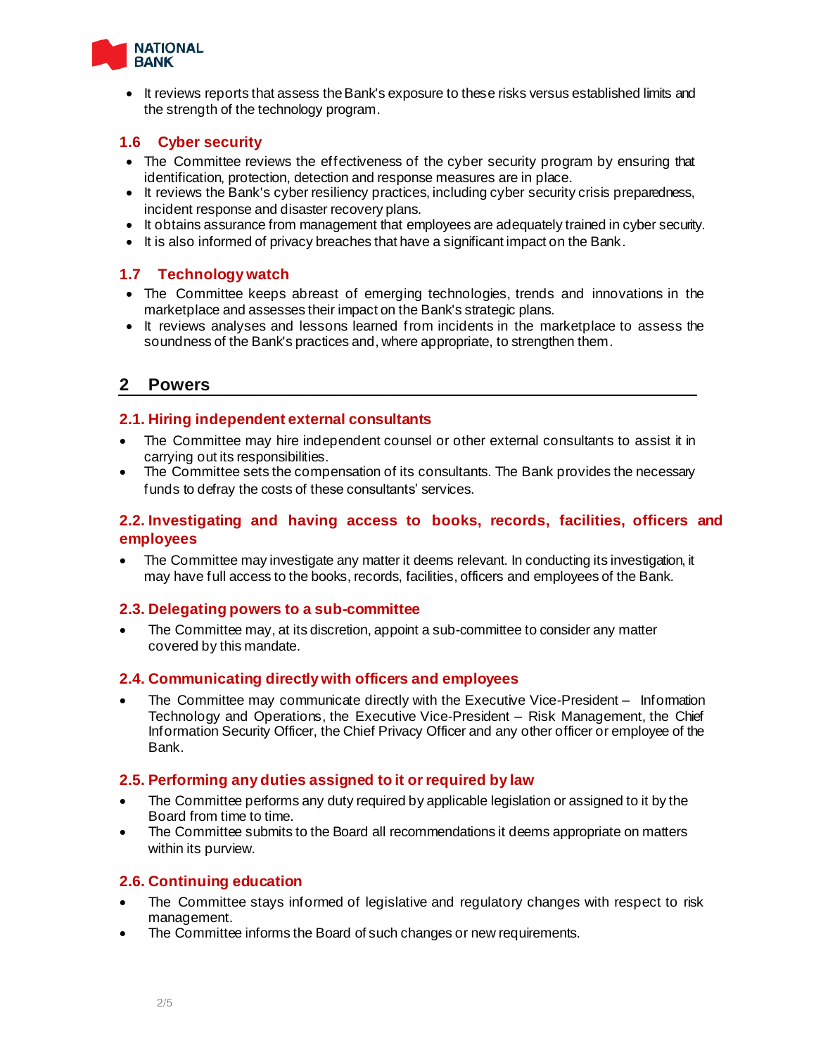- It reviews reports that assess the Bank's exposure to these risks versus established limits and the strength of the technology program.

### 1.6 Cyber security

- The Committee reviews the effectiveness of the cyber security program by ensuring that identification, protection, detection and response measures are in place.
- It reviews the Bank's cyber resiliency practices, including cyber security crisis preparedness, incident response and disaster recovery plans.
- It obtains assurance from management that employees are adequately trained in cyber security.
- It is also informed of privacy breaches that have a significant impact on the Bank.

### 1.7 Technology watch

- The Committee keeps abreast of emerging technologies, trends and innovations in the marketplace and assesses their impact on the Bank's strategic plans.
- It reviews analyses and lessons learned from incidents in the marketplace to assess the soundness of the Bank's practices and, where appropriate, to strengthen them.

## 2 Powers

### 2.1. Hiring independent external consultants

- The Committee may hire independent counsel or other external consultants to assist it in carrying out its responsibilities.
- The Committee sets the compensation of its consultants. The Bank provides the necessary funds to defray the costs of these consultants' services.

### 2.2. Investigating and having access to books, records, facilities, officers and employees

- The Committee may investigate any matter it deems relevant. In conducting its investigation, it may have full access to the books, records, facilities, officers and employees of the Bank.

### 2.3. Delegating powers to a sub-committee

- The Committee may, at its discretion, appoint a sub-committee to consider any matter covered by this mandate.

### 2.4. Communicating directly with officers and employees

- The Committee may communicate directly with the Executive Vice-President – Information Technology and Operations, the Executive Vice-President – Risk Management, the Chief Information Security Officer, the Chief Privacy Officer and any other officer or employee of the Bank.

### 2.5. Performing any duties assigned to it or required by law

- The Committee performs any duty required by applicable legislation or assigned to it by the Board from time to time.
- The Committee submits to the Board all recommendations it deems appropriate on matters within its purview.

### 2.6. Continuing education

- The Committee stays informed of legislative and regulatory changes with respect to risk management.
- The Committee informs the Board of such changes or new requirements.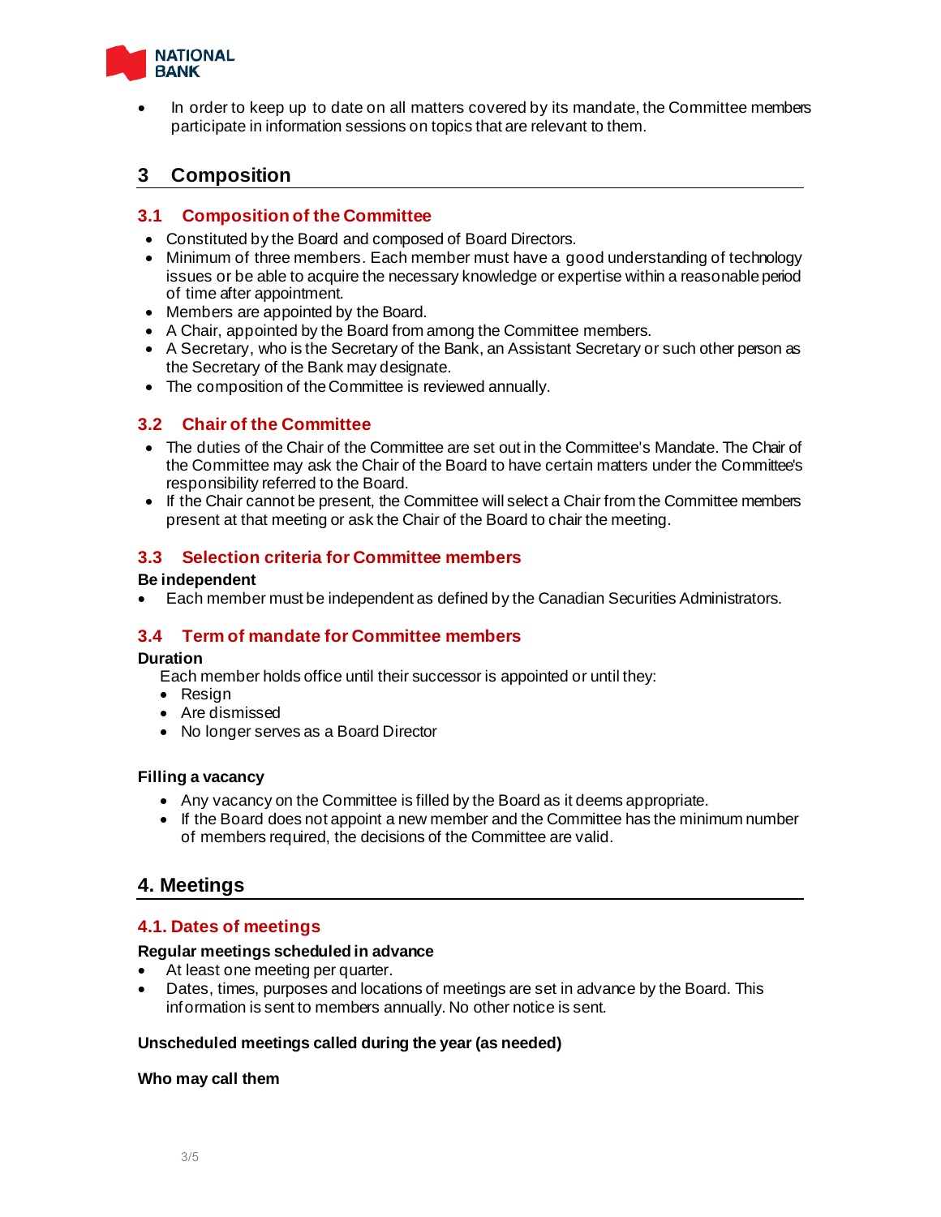- In order to keep up to date on all matters covered by its mandate, the Committee members participate in information sessions on topics that are relevant to them.

## 3 Composition

### 3.1 Composition of the Committee

- Constituted by the Board and composed of Board Directors.
- Minimum of three members. Each member must have a good understanding of technology issues or be able to acquire the necessary knowledge or expertise within a reasonable period of time after appointment.
- Members are appointed by the Board.
- A Chair, appointed by the Board from among the Committee members.
- A Secretary, who is the Secretary of the Bank, an Assistant Secretary or such other person as the Secretary of the Bank may designate.
- The composition of the Committee is reviewed annually.

### 3.2 Chair of the Committee

- The duties of the Chair of the Committee are set out in the Committee's Mandate. The Chair of the Committee may ask the Chair of the Board to have certain matters under the Committee's responsibility referred to the Board.
- If the Chair cannot be present, the Committee will select a Chair from the Committee members present at that meeting or ask the Chair of the Board to chair the meeting.

### 3.3 Selection criteria for Committee members

**Be independent**

- Each member must be independent as defined by the Canadian Securities Administrators.

### 3.4 Term of mandate for Committee members

**Duration**

Each member holds office until their successor is appointed or until they:

- Resign
- Are dismissed
- No longer serves as a Board Director

**Filling a vacancy**

- Any vacancy on the Committee is filled by the Board as it deems appropriate.
- If the Board does not appoint a new member and the Committee has the minimum number of members required, the decisions of the Committee are valid.

## 4. Meetings

### 4.1. Dates of meetings

**Regular meetings scheduled in advance**

- At least one meeting per quarter.
- Dates, times, purposes and locations of meetings are set in advance by the Board. This information is sent to members annually. No other notice is sent.

**Unscheduled meetings called during the year (as needed)**

**Who may call them**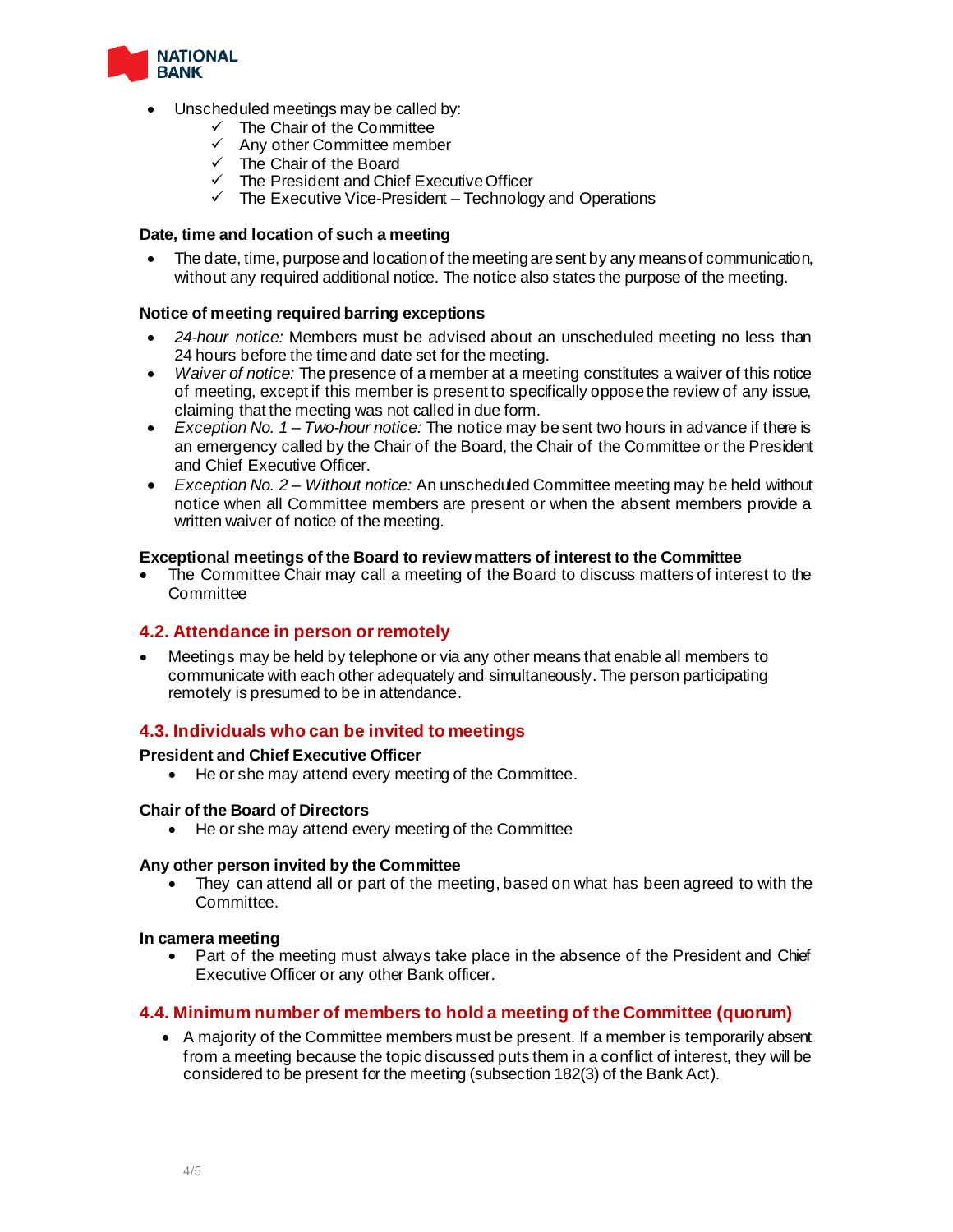- Unscheduled meetings may be called by:
  - ✓ The Chair of the Committee
  - ✓ Any other Committee member
  - ✓ The Chair of the Board
  - ✓ The President and Chief Executive Officer
  - ✓ The Executive Vice-President – Technology and Operations

**Date, time and location of such a meeting**

- The date, time, purpose and location of the meeting are sent by any means of communication, without any required additional notice. The notice also states the purpose of the meeting.

**Notice of meeting required barring exceptions**

- *24-hour notice:* Members must be advised about an unscheduled meeting no less than 24 hours before the time and date set for the meeting.
- *Waiver of notice:* The presence of a member at a meeting constitutes a waiver of this notice of meeting, except if this member is present to specifically oppose the review of any issue, claiming that the meeting was not called in due form.
- *Exception No. 1 – Two-hour notice:* The notice may be sent two hours in advance if there is an emergency called by the Chair of the Board, the Chair of the Committee or the President and Chief Executive Officer.
- *Exception No. 2 – Without notice:* An unscheduled Committee meeting may be held without notice when all Committee members are present or when the absent members provide a written waiver of notice of the meeting.

**Exceptional meetings of the Board to review matters of interest to the Committee**

- The Committee Chair may call a meeting of the Board to discuss matters of interest to the Committee

## 4.2. Attendance in person or remotely

- Meetings may be held by telephone or via any other means that enable all members to communicate with each other adequately and simultaneously. The person participating remotely is presumed to be in attendance.

## 4.3. Individuals who can be invited to meetings

**President and Chief Executive Officer**

- He or she may attend every meeting of the Committee.

**Chair of the Board of Directors**

- He or she may attend every meeting of the Committee

**Any other person invited by the Committee**

- They can attend all or part of the meeting, based on what has been agreed to with the Committee.

**In camera meeting**

- Part of the meeting must always take place in the absence of the President and Chief Executive Officer or any other Bank officer.

## 4.4. Minimum number of members to hold a meeting of the Committee (quorum)

- A majority of the Committee members must be present. If a member is temporarily absent from a meeting because the topic discussed puts them in a conflict of interest, they will be considered to be present for the meeting (subsection 182(3) of the Bank Act).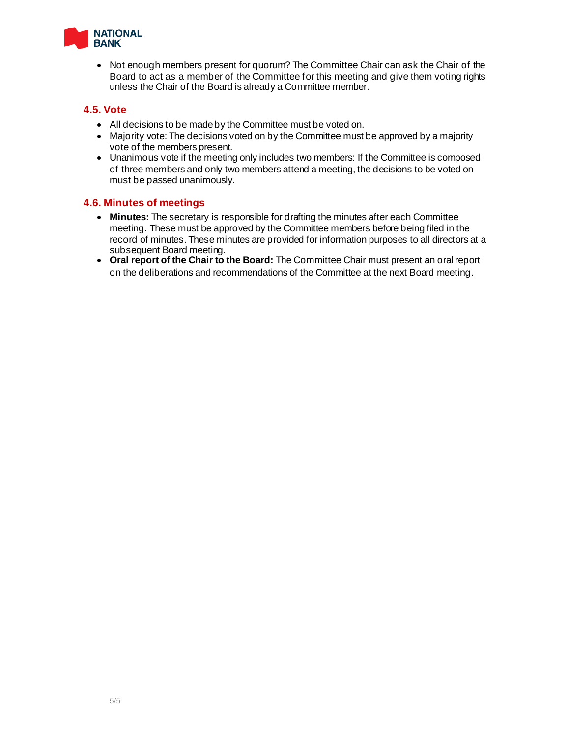- Not enough members present for quorum? The Committee Chair can ask the Chair of the Board to act as a member of the Committee for this meeting and give them voting rights unless the Chair of the Board is already a Committee member.

### 4.5. Vote

- All decisions to be made by the Committee must be voted on.
- Majority vote: The decisions voted on by the Committee must be approved by a majority vote of the members present.
- Unanimous vote if the meeting only includes two members: If the Committee is composed of three members and only two members attend a meeting, the decisions to be voted on must be passed unanimously.

### 4.6. Minutes of meetings

- **Minutes:** The secretary is responsible for drafting the minutes after each Committee meeting. These must be approved by the Committee members before being filed in the record of minutes. These minutes are provided for information purposes to all directors at a subsequent Board meeting.
- **Oral report of the Chair to the Board:** The Committee Chair must present an oral report on the deliberations and recommendations of the Committee at the next Board meeting.